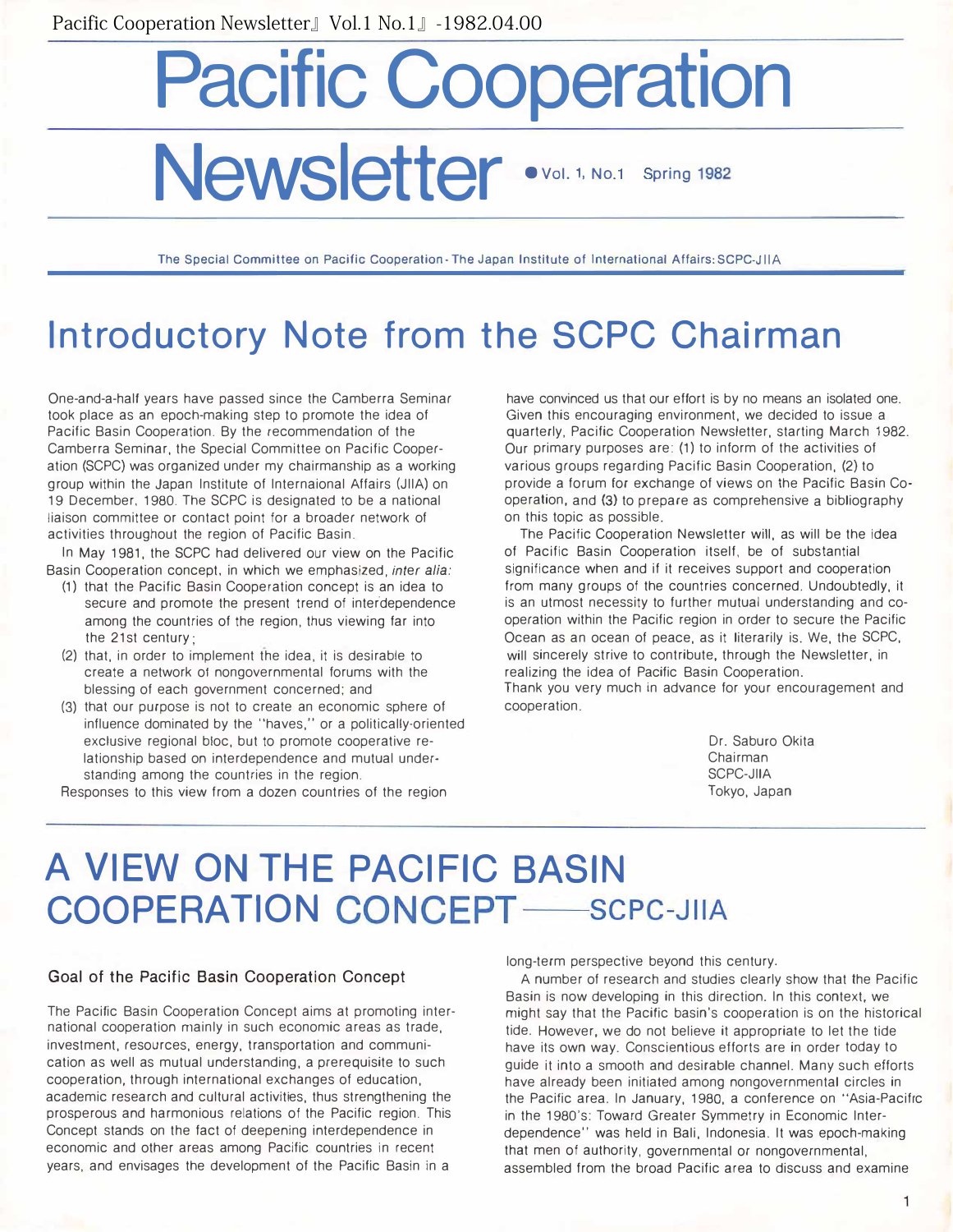# Pacific Cooperation Newsletter

● Vol. 1, No.1 Spring 1982

The Special Committee on Pacific Cooperation - The Japan Institute of International Affairs: SCPC-JIIA

## Introductory Note from the SCPC Chairman

One-and-a-half years have passed since the Camberra Seminar took place as an epoch-making step to promote the idea of Pacific Basin Cooperation. By the recommendation of the Camberra Seminar, the Special Committee on Pacific Cooperation (SCPC) was organized under my chairmanship as a working group within the Japan Institute of Internaional Affairs (JIIA) on 19 December, 1980. The SCPC is designated to be a national liaison committee or contact point for a broader network of activities throughout the region of Pacific Basin.

In May 1981, the SCPC had delivered our view on the Pacific Basin Cooperation concept, in which we emphasized, *inter alia:*

(1) that the Pacific Basin Cooperation concept is an idea to secure and promote the present trend of interdependence among the countries of the region, thus viewing far into the 21st century;

(2) that, in order to implement the idea, it is desirable to create a network of nongovernmental forums with the blessing of each government concerned; and

(3) that our purpose is not to create an economic sphere of influence dominated by the "haves," or a politically-oriented exclusive regional bloc, but to promote cooperative relationship based on interdependence and mutual understanding among the countries in the region.

Responses to this view from a dozen countries of the region have convinced us that our effort is by no means an isolated one. Given this encouraging environment, we decided to issue a quarterly, Pacific Cooperation Newsletter, starting March 1982. Our primary purposes are: (1) to inform of the activities of various groups regarding Pacific Basin Cooperation, (2) to provide a forum for exchange of views on the Pacific Basin Cooperation, and (3) to prepare as comprehensive a bibliography on this topic as possible.

The Pacific Cooperation Newsletter will, as will be the idea of Pacific Basin Cooperation itself, be of substantial significance when and if it receives support and cooperation from many groups of the countries concerned. Undoubtedly, it is an utmost necessity to further mutual understanding and cooperation within the Pacific region in order to secure the Pacific Ocean as an ocean of peace, as it literarily is. We, the SCPC, will sincerely strive to contribute, through the Newsletter, in realizing the idea of Pacific Basin Cooperation.

Thank you very much in advance for your encouragement and cooperation.

Dr. Saburo Okita
Chairman
SCPC-JIIA
Tokyo, Japan

## A VIEW ON THE PACIFIC BASIN COOPERATION CONCEPT——SCPC-JIIA

### Goal of the Pacific Basin Cooperation Concept

The Pacific Basin Cooperation Concept aims at promoting international cooperation mainly in such economic areas as trade, investment, resources, energy, transportation and communication as well as mutual understanding, a prerequisite to such cooperation, through international exchanges of education, academic research and cultural activities, thus strengthening the prosperous and harmonious relations of the Pacific region. This Concept stands on the fact of deepening interdependence in economic and other areas among Pacific countries in recent years, and envisages the development of the Pacific Basin in a long-term perspective beyond this century.

A number of research and studies clearly show that the Pacific Basin is now developing in this direction. In this context, we might say that the Pacific basin's cooperation is on the historical tide. However, we do not believe it appropriate to let the tide have its own way. Conscientious efforts are in order today to guide it into a smooth and desirable channel. Many such efforts have already been initiated among nongovernmental circles in the Pacific area. In January, 1980, a conference on "Asia-Pacific in the 1980's: Toward Greater Symmetry in Economic Interdependence" was held in Bali, Indonesia. It was epoch-making that men of authority, governmental or nongovernmental, assembled from the broad Pacific area to discuss and examine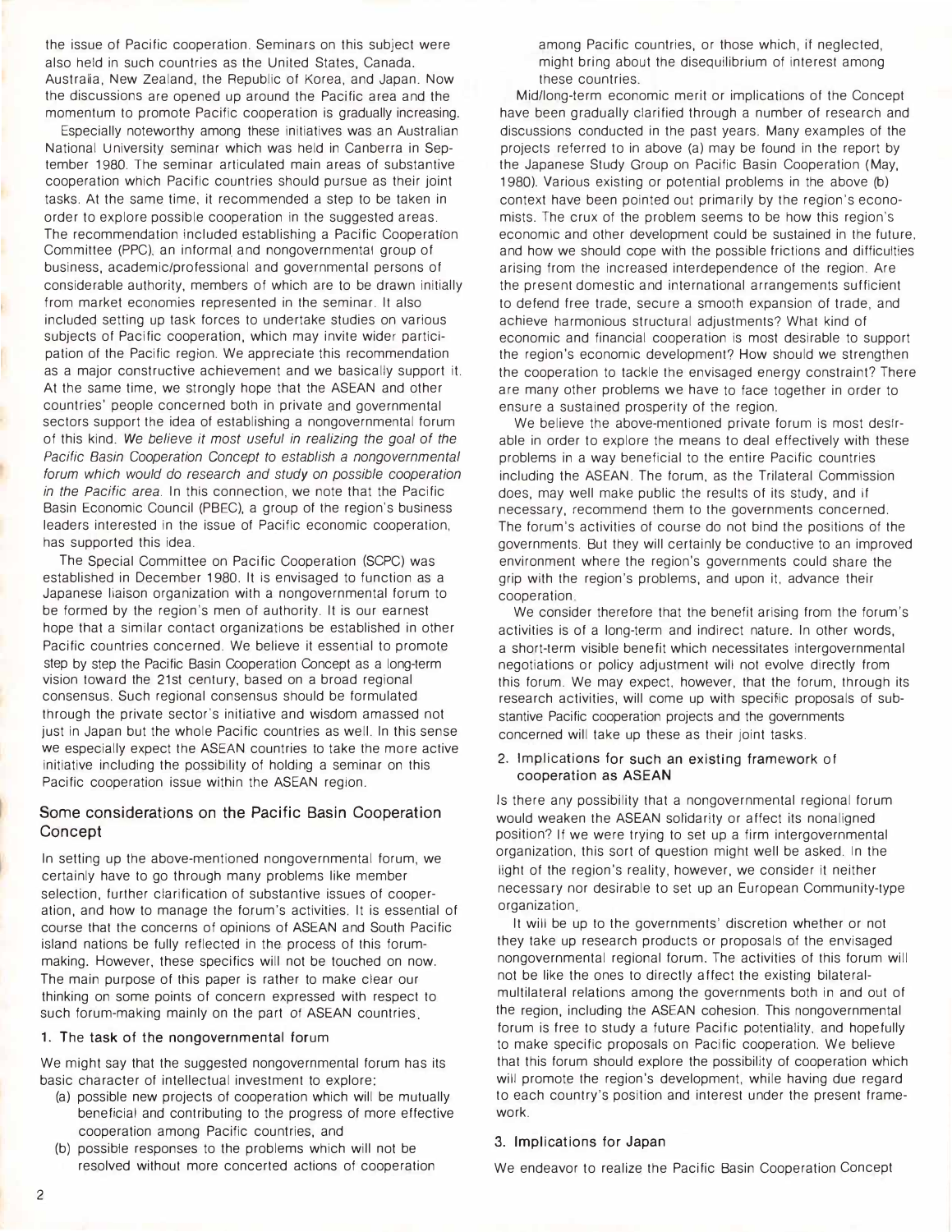the issue of Pacific cooperation. Seminars on this subject were also held in such countries as the United States, Canada, Australia, New Zealand, the Republic of Korea, and Japan. Now the discussions are opened up around the Pacific area and the momentum to promote Pacific cooperation is gradually increasing.

Especially noteworthy among these initiatives was an Australian National University seminar which was held in Canberra in September 1980. The seminar articulated main areas of substantive cooperation which Pacific countries should pursue as their joint tasks. At the same time, it recommended a step to be taken in order to explore possible cooperation in the suggested areas. The recommendation included establishing a Pacific Cooperation Committee (PPC), an informal and nongovernmental group of business, academic/professional and governmental persons of considerable authority, members of which are to be drawn initially from market economies represented in the seminar. It also included setting up task forces to undertake studies on various subjects of Pacific cooperation, which may invite wider participation of the Pacific region. We appreciate this recommendation as a major constructive achievement and we basically support it. At the same time, we strongly hope that the ASEAN and other countries' people concerned both in private and governmental sectors support the idea of establishing a nongovernmental forum of this kind. *We believe it most useful in realizing the goal of the Pacific Basin Cooperation Concept to establish a nongovernmental forum which would do research and study on possible cooperation in the Pacific area.* In this connection, we note that the Pacific Basin Economic Council (PBEC), a group of the region's business leaders interested in the issue of Pacific economic cooperation, has supported this idea.

The Special Committee on Pacific Cooperation (SCPC) was established in December 1980. It is envisaged to function as a Japanese liaison organization with a nongovernmental forum to be formed by the region's men of authority. It is our earnest hope that a similar contact organizations be established in other Pacific countries concerned. We believe it essential to promote step by step the Pacific Basin Cooperation Concept as a long-term vision toward the 21st century, based on a broad regional consensus. Such regional consensus should be formulated through the private sector's initiative and wisdom amassed not just in Japan but the whole Pacific countries as well. In this sense we especially expect the ASEAN countries to take the more active initiative including the possibility of holding a seminar on this Pacific cooperation issue within the ASEAN region.

## Some considerations on the Pacific Basin Cooperation Concept

In setting up the above-mentioned nongovernmental forum, we certainly have to go through many problems like member selection, further clarification of substantive issues of cooperation, and how to manage the forum's activities. It is essential of course that the concerns of opinions of ASEAN and South Pacific island nations be fully reflected in the process of this forum-making. However, these specifics will not be touched on now. The main purpose of this paper is rather to make clear our thinking on some points of concern expressed with respect to such forum-making mainly on the part of ASEAN countries.

### 1. The task of the nongovernmental forum

We might say that the suggested nongovernmental forum has its basic character of intellectual investment to explore:

(a) possible new projects of cooperation which will be mutually beneficial and contributing to the progress of more effective cooperation among Pacific countries, and

(b) possible responses to the problems which will not be resolved without more concerted actions of cooperation among Pacific countries, or those which, if neglected, might bring about the disequilibrium of interest among these countries.

Mid/long-term economic merit or implications of the Concept have been gradually clarified through a number of research and discussions conducted in the past years. Many examples of the projects referred to in above (a) may be found in the report by the Japanese Study Group on Pacific Basin Cooperation (May, 1980). Various existing or potential problems in the above (b) context have been pointed out primarily by the region's economists. The crux of the problem seems to be how this region's economic and other development could be sustained in the future, and how we should cope with the possible frictions and difficulties arising from the increased interdependence of the region. Are the present domestic and international arrangements sufficient to defend free trade, secure a smooth expansion of trade, and achieve harmonious structural adjustments? What kind of economic and financial cooperation is most desirable to support the region's economic development? How should we strengthen the cooperation to tackle the envisaged energy constraint? There are many other problems we have to face together in order to ensure a sustained prosperity of the region.

We believe the above-mentioned private forum is most desirable in order to explore the means to deal effectively with these problems in a way beneficial to the entire Pacific countries including the ASEAN. The forum, as the Trilateral Commission does, may well make public the results of its study, and if necessary, recommend them to the governments concerned. The forum's activities of course do not bind the positions of the governments. But they will certainly be conductive to an improved environment where the region's governments could share the grip with the region's problems, and upon it, advance their cooperation.

We consider therefore that the benefit arising from the forum's activities is of a long-term and indirect nature. In other words, a short-term visible benefit which necessitates intergovernmental negotiations or policy adjustment will not evolve directly from this forum. We may expect, however, that the forum, through its research activities, will come up with specific proposals of substantive Pacific cooperation projects and the governments concerned will take up these as their joint tasks.

### 2. Implications for such an existing framework of cooperation as ASEAN

Is there any possibility that a nongovernmental regional forum would weaken the ASEAN solidarity or affect its nonaligned position? If we were trying to set up a firm intergovernmental organization, this sort of question might well be asked. In the light of the region's reality, however, we consider it neither necessary nor desirable to set up an European Community-type organization.

It will be up to the governments' discretion whether or not they take up research products or proposals of the envisaged nongovernmental regional forum. The activities of this forum will not be like the ones to directly affect the existing bilateral-multilateral relations among the governments both in and out of the region, including the ASEAN cohesion. This nongovernmental forum is free to study a future Pacific potentiality, and hopefully to make specific proposals on Pacific cooperation. We believe that this forum should explore the possibility of cooperation which will promote the region's development, while having due regard to each country's position and interest under the present framework.

### 3. Implications for Japan

We endeavor to realize the Pacific Basin Cooperation Concept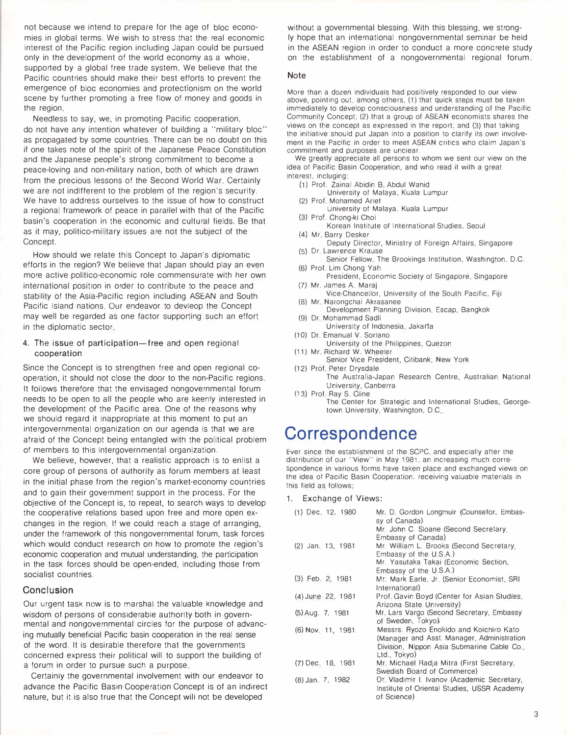not because we intend to prepare for the age of bloc economies in global terms. We wish to stress that the real economic interest of the Pacific region including Japan could be pursued only in the development of the world economy as a whole, supported by a global free trade system. We believe that the Pacific countries should make their best efforts to prevent the emergence of bloc economies and protectionism on the world scene by further promoting a free flow of money and goods in the region.

Needless to say, we, in promoting Pacific cooperation, do not have any intention whatever of building a "military bloc" as propagated by some countries. There can be no doubt on this if one takes note of the spirit of the Japanese Peace Constitution and the Japanese people's strong commitment to become a peace-loving and non-military nation, both of which are drawn from the precious lessons of the Second World War. Certainly we are not indifferent to the problem of the region's security. We have to address ourselves to the issue of how to construct a regional framework of peace in parallel with that of the Pacific basin's cooperation in the economic and cultural fields. Be that as it may, politico-military issues are not the subject of the Concept.

How should we relate this Concept to Japan's diplomatic efforts in the region? We believe that Japan should play an even more active politico-economic role commensurate with her own international position in order to contribute to the peace and stability of the Asia-Pacific region including ASEAN and South Pacific island nations. Our endeavor to devleop the Concept may well be regarded as one factor supporting such an effort in the diplomatic sector.

### 4. The issue of participation—free and open regional cooperation

Since the Concept is to strengthen free and open regional cooperation, it should not close the door to the non-Pacific regions. It follows therefore that the envisaged nongovernmental forum needs to be open to all the people who are keenly interested in the development of the Pacific area. One of the reasons why we should regard it inappropriate at this moment to put an intergovernmental organization on our agenda is that we are afraid of the Concept being entangled with the political problem of members to this intergovernmental organization.

We believe, however, that a realistic approach is to enlist a core group of persons of authority as forum members at least in the initial phase from the region's market-economy countries and to gain their government support in the process. For the objective of the Concept is, to repeat, to search ways to develop the cooperative relations based upon free and more open exchanges in the region. If we could reach a stage of arranging, under the framework of this nongovernmental forum, task forces which would conduct research on how to promote the region's economic cooperation and mutual understanding, the participation in the task forces should be open-ended, including those from socialist countries.

### Conclusion

Our urgent task now is to marshal the valuable knowledge and wisdom of persons of considerable authority both in governmental and nongovernmental circles for the purpose of advancing mutually beneficial Pacific basin cooperation in the real sense of the word. It is desirable therefore that the governments concerned express their political will to support the building of a forum in order to pursue such a purpose.

Certainly the governmental involvement with our endeavor to advance the Pacific Basin Cooperation Concept is of an indirect nature, but it is also true that the Concept will not be developed without a governmental blessing. With this blessing, we strongly hope that an international nongovernmental seminar be held in the ASEAN region in order to conduct a more concrete study on the establishment of a nongovernmental regional forum.

### Note

More than a dozen individuals had positively responded to our view above, pointing out, among others, (1) that quick steps must be taken immediately to develop consciousness and understanding of the Pacific Community Concept; (2) that a group of ASEAN economists shares the views on the concept as expressed in the report; and (3) that taking the initiative should put Japan into a position to clarify its own involvement in the Pacific in order to meet ASEAN critics who claim Japan's commitment and purposes are unclear.

We greatly appreciate all persons to whom we sent our view on the idea of Pacific Basin Cooperation, and who read it with a great interest, including:

(1) Prof. Zainal Abidin B. Abdul Wahid
University of Malaya, Kuala Lumpur
(2) Prof. Mohamed Ariet
University of Malaya, Kuala Lumpur
(3) Prof. Chong-ki Choi
Korean Institute of International Studies, Seoul
(4) Mr. Barry Desker
Deputy Director, Ministry of Foreign Affairs, Singapore
(5) Dr. Lawrence Krause
Senior Fellow, The Brookings Institution, Washington, D.C.
(6) Prof. Lim Chong Yah
President, Economic Society of Singapore, Singapore
(7) Mr. James A. Maraj
Vice-Chancellor, University of the South Pacific, Fiji
(8) Mr. Narongchai Akrasanee
Development Planning Division, Escap, Bangkok
(9) Dr. Mohammad Sadli
University of Indonesia, Jakarta
(10) Dr. Emanual V. Soriano
University of the Philippines, Quezon
(11) Mr. Richard W. Wheeler
Senior Vice President, Citibank, New York
(12) Prof. Peter Drysdale
The Australia-Japan Research Centre, Australian National University, Canberra
(13) Prof. Ray S. Cline
The Center for Strategic and International Studies, Georgetown University, Washington, D.C.

# Correspondence

Ever since the establishment of the SCPC, and especially after the distribution of our "View" in May 1981, an increasing much correspondence in various forms have taken place and exchanged views on the idea of Pacific Basin Cooperation, receiving valuable materials in this field as follows;

1. Exchange of Views:

| | |
|---|---|
| (1) Dec. 12, 1980 | Mr. D. Gordon Longmuir (Counsellor, Embassy of Canada) Mr. John C. Sloane (Second Secretary, Embassy of Canada) |
| (2) Jan. 13, 1981 | Mr. William L. Brooks (Second Secretary, Embassy of the U.S.A.) Mr. Yasutaka Takai (Economic Section, Embassy of the U.S.A.) |
| (3) Feb. 2, 1981 | Mr. Mark Earle, Jr. (Senior Economist, SRI International) |
| (4) June 22, 1981 | Prof. Gavin Boyd (Center for Asian Studies, Arizona State University) |
| (5) Aug. 7, 1981 | Mr. Lars Vargo (Second Secretary, Embassy of Sweden, Tokyo) |
| (6) Nov. 11, 1981 | Messrs. Ryozo Enokido and Koichiro Kato (Manager and Asst. Manager, Administration Division, Nippon Asia Submarine Cable Co., Ltd., Tokyo) |
| (7) Dec. 18, 1981 | Mr. Michael Radja Mitra (First Secretary, Swedish Board of Commerce) |
| (8) Jan. 7, 1982 | Dr. Vladimir I. Ivanov (Academic Secretary, Institute of Oriental Studies, USSR Academy of Science) |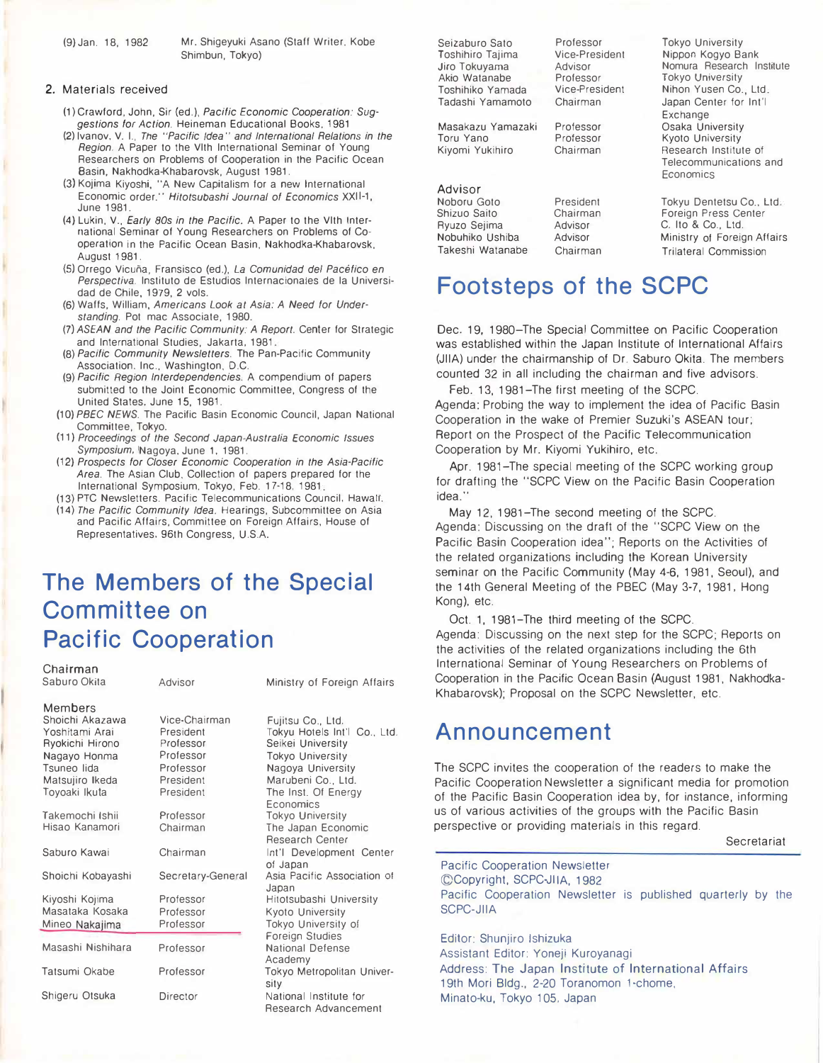(9) Jan. 18, 1982 Mr. Shigeyuki Asano (Staff Writer, Kobe Shimbun, Tokyo)

## 2. Materials received

(1) Crawford, John, Sir (ed.), *Pacific Economic Cooperation: Suggestions for Action.* Heineman Educational Books, 1981
(2) Ivanov, V. I., *The "Pacific Idea" and International Relations in the Region.* A Paper to the VIth International Seminar of Young Researchers on Problems of Cooperation in the Pacific Ocean Basin, Nakhodka-Khabarovsk, August 1981.
(3) Kojima Kiyoshi, "A New Capitalism for a new International Economic order." *Hitotsubashi Journal of Economics* XXII-1, June 1981.
(4) Lukin, V., *Early 80s in the Pacific.* A Paper to the VIth International Seminar of Young Researchers on Problems of Cooperation in the Pacific Ocean Basin, Nakhodka-Khabarovsk, August 1981.
(5) Orrego Vicuña, Fransisco (ed.), *La Comunidad del Pacéfico en Perspectiva.* Instituto de Estudios Internacionales de la Universidad de Chile, 1979, 2 vols.
(6) Watts, William, *Americans Look at Asia: A Need for Understanding.* Pot mac Associate, 1980.
(7) *ASEAN and the Pacific Community: A Report.* Center for Strategic and International Studies, Jakarta, 1981.
(8) *Pacific Community Newsletters.* The Pan-Pacific Community Association, Inc., Washington, D.C.
(9) *Pacific Region Interdependencies.* A compendium of papers submitted to the Joint Economic Committee, Congress of the United States, June 15, 1981.
(10) *PBEC NEWS.* The Pacific Basin Economic Council, Japan National Committee, Tokyo.
(11) *Proceedings of the Second Japan-Australia Economic Issues Symposium,* Nagoya, June 1, 1981.
(12) *Prospects for Closer Economic Cooperation in the Asia-Pacific Area.* The Asian Club. Collection of papers prepared for the International Symposium, Tokyo, Feb. 17-18, 1981.
(13) PTC Newsletters. Pacific Telecommunications Council, Hawaii.
(14) *The Pacific Community Idea.* Hearings, Subcommittee on Asia and Pacific Affairs, Committee on Foreign Affairs, House of Representatives, 96th Congress, U.S.A.

# The Members of the Special Committee on Pacific Cooperation

### Chairman

| | | |
|---|---|---|
| Saburo Okita | Advisor | Ministry of Foreign Affairs |

### Members

| | | |
|---|---|---|
| Shoichi Akazawa | Vice-Chairman | Fujitsu Co., Ltd. |
| Yoshitami Arai | President | Tokyu Hotels Int'l Co., Ltd. |
| Ryokichi Hirono | Professor | Seikei University |
| Nagayo Honma | Professor | Tokyo University |
| Tsuneo Iida | Professor | Nagoya University |
| Matsujiro Ikeda | President | Marubeni Co., Ltd. |
| Toyoaki Ikuta | President | The Inst. Of Energy Economics |
| Takemochi Ishii | Professor | Tokyo University |
| Hisao Kanamori | Chairman | The Japan Economic Research Center |
| Saburo Kawai | Chairman | Int'l Development Center of Japan |
| Shoichi Kobayashi | Secretary-General | Asia Pacific Association of Japan |
| Kiyoshi Kojima | Professor | Hitotsubashi University |
| Masataka Kosaka | Professor | Kyoto University |
| Mineo Nakajima | Professor | Tokyo University of Foreign Studies |
| Masashi Nishihara | Professor | National Defense Academy |
| Tatsumi Okabe | Professor | Tokyo Metropolitan University |
| Shigeru Otsuka | Director | National Institute for Research Advancement |
| Seizaburo Sato | Professor | Tokyo University |
| Toshihiro Tajima | Vice-President | Nippon Kogyo Bank |
| Jiro Tokuyama | Advisor | Nomura Research Institute |
| Akio Watanabe | Professor | Tokyo University |
| Toshihiko Yamada | Vice-President | Nihon Yusen Co., Ltd. |
| Tadashi Yamamoto | Chairman | Japan Center for Int'l Exchange |
| Masakazu Yamazaki | Professor | Osaka University |
| Toru Yano | Professor | Kyoto University |
| Kiyomi Yukihiro | Chairman | Research Institute of Telecommunications and Economics |

### Advisor

| | | |
|---|---|---|
| Noboru Goto | President | Tokyu Dentetsu Co., Ltd. |
| Shizuo Saito | Chairman | Foreign Press Center |
| Ryuzo Sejima | Advisor | C. Ito & Co., Ltd. |
| Nobuhiko Ushiba | Advisor | Ministry of Foreign Affairs |
| Takeshi Watanabe | Chairman | Trilateral Commission |

# Footsteps of the SCPC

Dec. 19, 1980–The Special Committee on Pacific Cooperation was established within the Japan Institute of International Affairs (JIIA) under the chairmanship of Dr. Saburo Okita. The members counted 32 in all including the chairman and five advisors.

Feb. 13, 1981–The first meeting of the SCPC.
Agenda: Probing the way to implement the idea of Pacific Basin Cooperation in the wake of Premier Suzuki's ASEAN tour; Report on the Prospect of the Pacific Telecommunication Cooperation by Mr. Kiyomi Yukihiro, etc.

Apr. 1981–The special meeting of the SCPC working group for drafting the "SCPC View on the Pacific Basin Cooperation idea."

May 12, 1981–The second meeting of the SCPC.
Agenda: Discussing on the draft of the "SCPC View on the Pacific Basin Cooperation idea"; Reports on the Activities of the related organizations including the Korean University seminar on the Pacific Community (May 4-6, 1981, Seoul), and the 14th General Meeting of the PBEC (May 3-7, 1981, Hong Kong), etc.

Oct. 1, 1981–The third meeting of the SCPC.
Agenda: Discussing on the next step for the SCPC; Reports on the activities of the related organizations including the 6th International Seminar of Young Researchers on Problems of Cooperation in the Pacific Ocean Basin (August 1981, Nakhodka-Khabarovsk); Proposal on the SCPC Newsletter, etc.

# Announcement

The SCPC invites the cooperation of the readers to make the Pacific Cooperation Newsletter a significant media for promotion of the Pacific Basin Cooperation idea by, for instance, informing us of various activities of the groups with the Pacific Basin perspective or providing materials in this regard.

Secretariat

---

Pacific Cooperation Newsletter
©Copyright, SCPC-JIIA, 1982
Pacific Cooperation Newsletter is published quarterly by the SCPC-JIIA

Editor: Shunjiro Ishizuka
Assistant Editor: Yoneji Kuroyanagi
Address: The Japan Institute of International Affairs
19th Mori Bldg., 2-20 Toranomon 1-chome,
Minato-ku, Tokyo 105, Japan